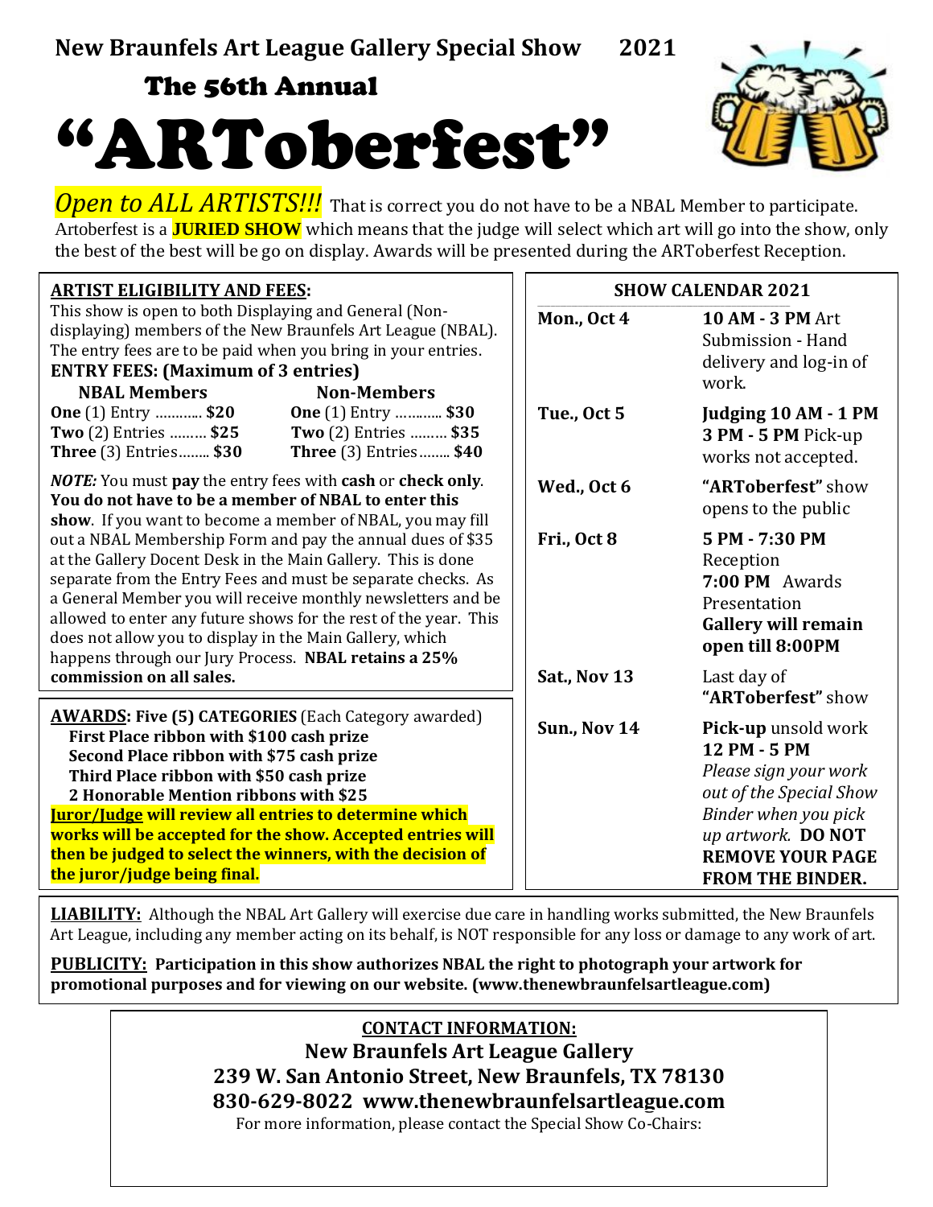## New Braunfels Art League Gallery Special Show 2021

### The 56th Annual

# "ARToberfest"

*Open to ALL ARTISTS!!!* That is correct you do not have to be a NBAL Member to participate. Artoberfest is a **JURIED SHOW** which means that the judge will select which art will go into the show, only the best of the best will be go on display. Awards will be presented during the ARToberfest Reception.

**ARTIST ELIGIBILITY AND FEES:**

This show is open to both Displaying and General (Non-displaying) members of the New Braunfels Art League (NBAL). The entry fees are to be paid when you bring in your entries.

**ENTRY FEES: (Maximum of 3 entries)**

| NBAL Members | Non-Members |
|---|---|
| **One** (1) Entry ………… **$20** | **One** (1) Entry ………… **$30** |
| **Two** (2) Entries ……… **$25** | **Two** (2) Entries ……… **$35** |
| **Three** (3) Entries…….. **$30** | **Three** (3) Entries…….. **$40** |

***NOTE:*** You must **pay** the entry fees with **cash** or **check only**. **You do not have to be a member of NBAL to enter this show**. If you want to become a member of NBAL, you may fill out a NBAL Membership Form and pay the annual dues of $35 at the Gallery Docent Desk in the Main Gallery. This is done separate from the Entry Fees and must be separate checks. As a General Member you will receive monthly newsletters and be allowed to enter any future shows for the rest of the year. This does not allow you to display in the Main Gallery, which happens through our Jury Process. **NBAL retains a 25% commission on all sales.**

**AWARDS: Five (5) CATEGORIES** (Each Category awarded)

- **First Place ribbon with $100 cash prize**
- **Second Place ribbon with $75 cash prize**
- **Third Place ribbon with $50 cash prize**
- **2 Honorable Mention ribbons with $25**

**Juror/Judge will review all entries to determine which works will be accepted for the show. Accepted entries will then be judged to select the winners, with the decision of the juror/judge being final.**

**SHOW CALENDAR 2021**

| | |
|---|---|
| **Mon., Oct 4** | **10 AM - 3 PM** Art Submission - Hand delivery and log-in of work. |
| **Tue., Oct 5** | **Judging 10 AM - 1 PM** **3 PM - 5 PM** Pick-up works not accepted. |
| **Wed., Oct 6** | **"ARToberfest"** show opens to the public |
| **Fri., Oct 8** | **5 PM - 7:30 PM** Reception **7:00 PM** Awards Presentation **Gallery will remain open till 8:00PM** |
| **Sat., Nov 13** | Last day of **"ARToberfest"** show |
| **Sun., Nov 14** | **Pick-up** unsold work **12 PM - 5 PM** *Please sign your work out of the Special Show Binder when you pick up artwork.* **DO NOT REMOVE YOUR PAGE FROM THE BINDER.** |

**LIABILITY:** Although the NBAL Art Gallery will exercise due care in handling works submitted, the New Braunfels Art League, including any member acting on its behalf, is NOT responsible for any loss or damage to any work of art.

**PUBLICITY: Participation in this show authorizes NBAL the right to photograph your artwork for promotional purposes and for viewing on our website. (www.thenewbraunfelsartleague.com)**

**CONTACT INFORMATION:**

**New Braunfels Art League Gallery**
**239 W. San Antonio Street, New Braunfels, TX 78130**
**830-629-8022 www.thenewbraunfelsartleague.com**

For more information, please contact the Special Show Co-Chairs: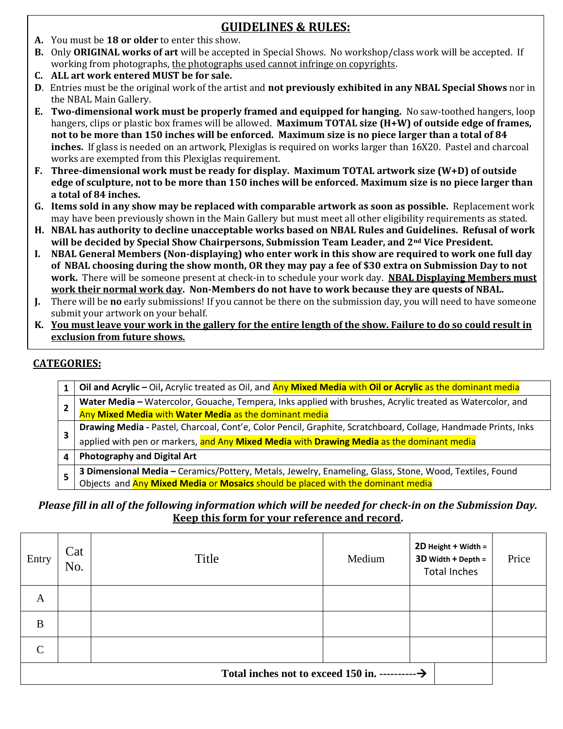## GUIDELINES & RULES:

**A.** You must be **18 or older** to enter this show.

**B.** Only **ORIGINAL works of art** will be accepted in Special Shows. No workshop/class work will be accepted. If working from photographs, the photographs used cannot infringe on copyrights.

**C.** **ALL art work entered MUST be for sale.**

**D**. Entries must be the original work of the artist and **not previously exhibited in any NBAL Special Shows** nor in the NBAL Main Gallery.

**E.** **Two-dimensional work must be properly framed and equipped for hanging.** No saw-toothed hangers, loop hangers, clips or plastic box frames will be allowed. **Maximum TOTAL size (H+W) of outside edge of frames, not to be more than 150 inches will be enforced. Maximum size is no piece larger than a total of 84 inches.** If glass is needed on an artwork, Plexiglas is required on works larger than 16X20. Pastel and charcoal works are exempted from this Plexiglas requirement.

**F.** **Three-dimensional work must be ready for display. Maximum TOTAL artwork size (W+D) of outside edge of sculpture, not to be more than 150 inches will be enforced. Maximum size is no piece larger than a total of 84 inches.**

**G.** **Items sold in any show may be replaced with comparable artwork as soon as possible.** Replacement work may have been previously shown in the Main Gallery but must meet all other eligibility requirements as stated.

**H.** **NBAL has authority to decline unacceptable works based on NBAL Rules and Guidelines. Refusal of work will be decided by Special Show Chairpersons, Submission Team Leader, and 2nd Vice President.**

**I.** **NBAL General Members (Non-displaying) who enter work in this show are required to work one full day of NBAL choosing during the show month, OR they may pay a fee of $30 extra on Submission Day to not work.** There will be someone present at check-in to schedule your work day. **NBAL Displaying Members must work their normal work day. Non-Members do not have to work because they are quests of NBAL.**

**J.** There will be **no** early submissions! If you cannot be there on the submission day, you will need to have someone submit your artwork on your behalf.

**K.** **You must leave your work in the gallery for the entire length of the show. Failure to do so could result in exclusion from future shows.**

## CATEGORIES:

| | |
|---|---|
| **1** | **Oil and Acrylic –** Oil**,** Acrylic treated as Oil, and Any **Mixed Media** with **Oil or Acrylic** as the dominant media |
| **2** | **Water Media –** Watercolor, Gouache, Tempera, Inks applied with brushes, Acrylic treated as Watercolor, and Any **Mixed Media** with **Water Media** as the dominant media |
| **3** | **Drawing Media -** Pastel, Charcoal, Cont'e, Color Pencil, Graphite, Scratchboard, Collage, Handmade Prints, Inks applied with pen or markers, and Any **Mixed Media** with **Drawing Media** as the dominant media |
| **4** | **Photography and Digital Art** |
| **5** | **3 Dimensional Media –** Ceramics/Pottery, Metals, Jewelry, Enameling, Glass, Stone, Wood, Textiles, Found Objects and Any **Mixed Media** or **Mosaics** should be placed with the dominant media |

***Please fill in all of the following information which will be needed for check-in on the Submission Day.***
**Keep this form for your reference and record.**

| Entry | Cat No. | Title | Medium | 2D Height + Width = 3D Width + Depth = Total Inches | Price |
|---|---|---|---|---|---|
| A | | | | | |
| B | | | | | |
| C | | | | | |
| | | | **Total inches not to exceed 150 in. ----------→** | | |